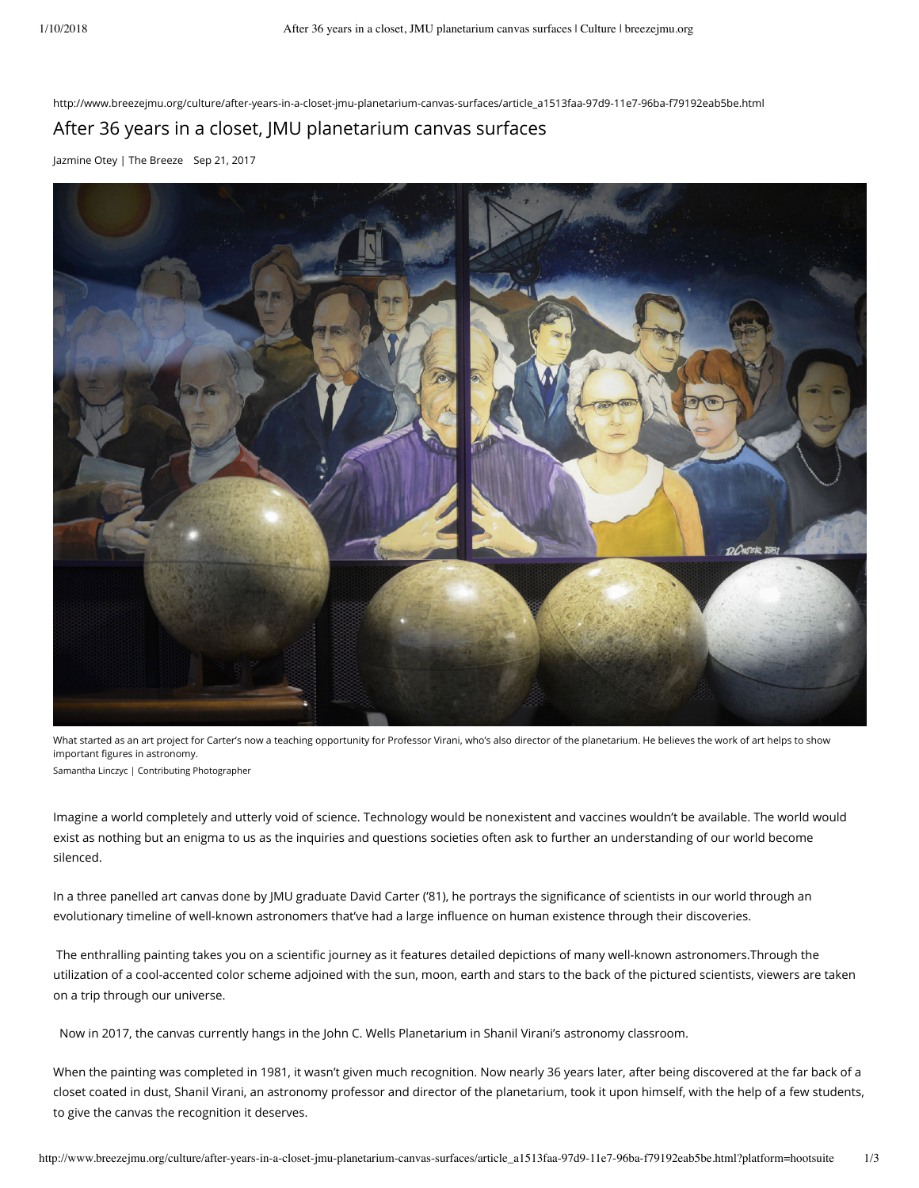http://www.breezejmu.org/culture/after-years-in-a-closet-jmu-planetarium-canvas-surfaces/article_a1513faa-97d9-11e7-96ba-f79192eab5be.html

# After 36 years in a closet, JMU planetarium canvas surfaces

Jazmine Otey | The Breeze Sep 21, 2017

What started as an art project for Carter's now a teaching opportunity for Professor Virani, who's also director of the planetarium. He believes the work of art helps to show important figures in astronomy.

Samantha Linczyc | Contributing Photographer

Imagine a world completely and utterly void of science. Technology would be nonexistent and vaccines wouldn't be available. The world would exist as nothing but an enigma to us as the inquiries and questions societies often ask to further an understanding of our world become silenced.

In a three panelled art canvas done by JMU graduate David Carter ('81), he portrays the significance of scientists in our world through an evolutionary timeline of well-known astronomers that've had a large influence on human existence through their discoveries.

The enthralling painting takes you on a scientific journey as it features detailed depictions of many well-known astronomers.Through the utilization of a cool-accented color scheme adjoined with the sun, moon, earth and stars to the back of the pictured scientists, viewers are taken on a trip through our universe.

Now in 2017, the canvas currently hangs in the John C. Wells Planetarium in Shanil Virani's astronomy classroom.

When the painting was completed in 1981, it wasn't given much recognition. Now nearly 36 years later, after being discovered at the far back of a closet coated in dust, Shanil Virani, an astronomy professor and director of the planetarium, took it upon himself, with the help of a few students, to give the canvas the recognition it deserves.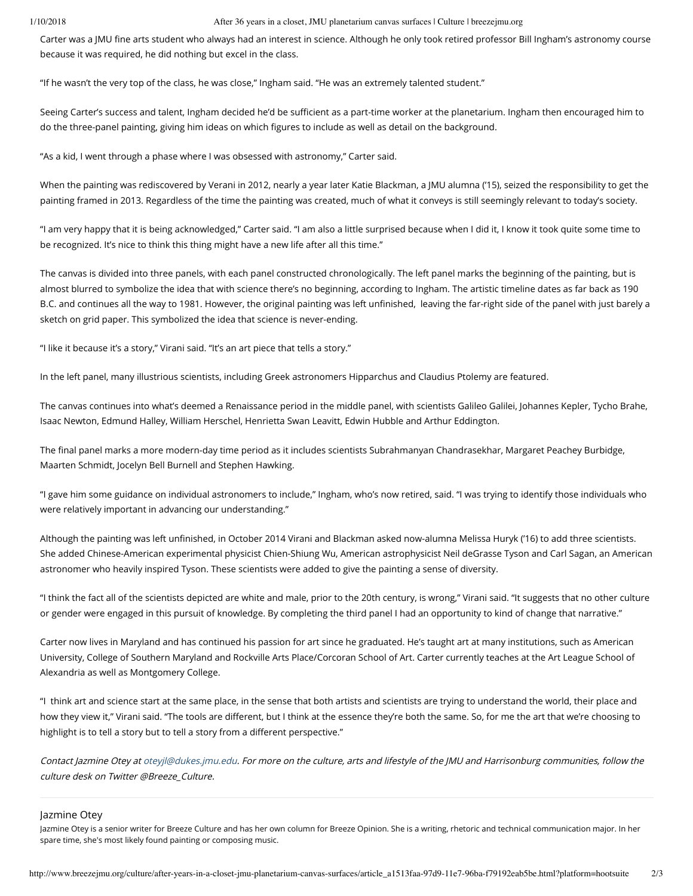Carter was a JMU fine arts student who always had an interest in science. Although he only took retired professor Bill Ingham's astronomy course because it was required, he did nothing but excel in the class.

"If he wasn't the very top of the class, he was close," Ingham said. "He was an extremely talented student."

Seeing Carter's success and talent, Ingham decided he'd be sufficient as a part-time worker at the planetarium. Ingham then encouraged him to do the three-panel painting, giving him ideas on which figures to include as well as detail on the background.

"As a kid, I went through a phase where I was obsessed with astronomy," Carter said.

When the painting was rediscovered by Verani in 2012, nearly a year later Katie Blackman, a JMU alumna ('15), seized the responsibility to get the painting framed in 2013. Regardless of the time the painting was created, much of what it conveys is still seemingly relevant to today's society.

"I am very happy that it is being acknowledged," Carter said. "I am also a little surprised because when I did it, I know it took quite some time to be recognized. It's nice to think this thing might have a new life after all this time."

The canvas is divided into three panels, with each panel constructed chronologically. The left panel marks the beginning of the painting, but is almost blurred to symbolize the idea that with science there's no beginning, according to Ingham. The artistic timeline dates as far back as 190 B.C. and continues all the way to 1981. However, the original painting was left unfinished, leaving the far-right side of the panel with just barely a sketch on grid paper. This symbolized the idea that science is never-ending.

"I like it because it's a story," Virani said. "It's an art piece that tells a story."

In the left panel, many illustrious scientists, including Greek astronomers Hipparchus and Claudius Ptolemy are featured.

The canvas continues into what's deemed a Renaissance period in the middle panel, with scientists Galileo Galilei, Johannes Kepler, Tycho Brahe, Isaac Newton, Edmund Halley, William Herschel, Henrietta Swan Leavitt, Edwin Hubble and Arthur Eddington.

The final panel marks a more modern-day time period as it includes scientists Subrahmanyan Chandrasekhar, Margaret Peachey Burbidge, Maarten Schmidt, Jocelyn Bell Burnell and Stephen Hawking.

"I gave him some guidance on individual astronomers to include," Ingham, who's now retired, said. "I was trying to identify those individuals who were relatively important in advancing our understanding."

Although the painting was left unfinished, in October 2014 Virani and Blackman asked now-alumna Melissa Huryk ('16) to add three scientists. She added Chinese-American experimental physicist Chien-Shiung Wu, American astrophysicist Neil deGrasse Tyson and Carl Sagan, an American astronomer who heavily inspired Tyson. These scientists were added to give the painting a sense of diversity.

"I think the fact all of the scientists depicted are white and male, prior to the 20th century, is wrong," Virani said. "It suggests that no other culture or gender were engaged in this pursuit of knowledge. By completing the third panel I had an opportunity to kind of change that narrative."

Carter now lives in Maryland and has continued his passion for art since he graduated. He's taught art at many institutions, such as American University, College of Southern Maryland and Rockville Arts Place/Corcoran School of Art. Carter currently teaches at the Art League School of Alexandria as well as Montgomery College.

"I think art and science start at the same place, in the sense that both artists and scientists are trying to understand the world, their place and how they view it," Virani said. "The tools are different, but I think at the essence they're both the same. So, for me the art that we're choosing to highlight is to tell a story but to tell a story from a different perspective."

*Contact Jazmine Otey at oteyjl@dukes.jmu.edu. For more on the culture, arts and lifestyle of the JMU and Harrisonburg communities, follow the culture desk on Twitter @Breeze_Culture.*

---

Jazmine Otey

Jazmine Otey is a senior writer for Breeze Culture and has her own column for Breeze Opinion. She is a writing, rhetoric and technical communication major. In her spare time, she's most likely found painting or composing music.